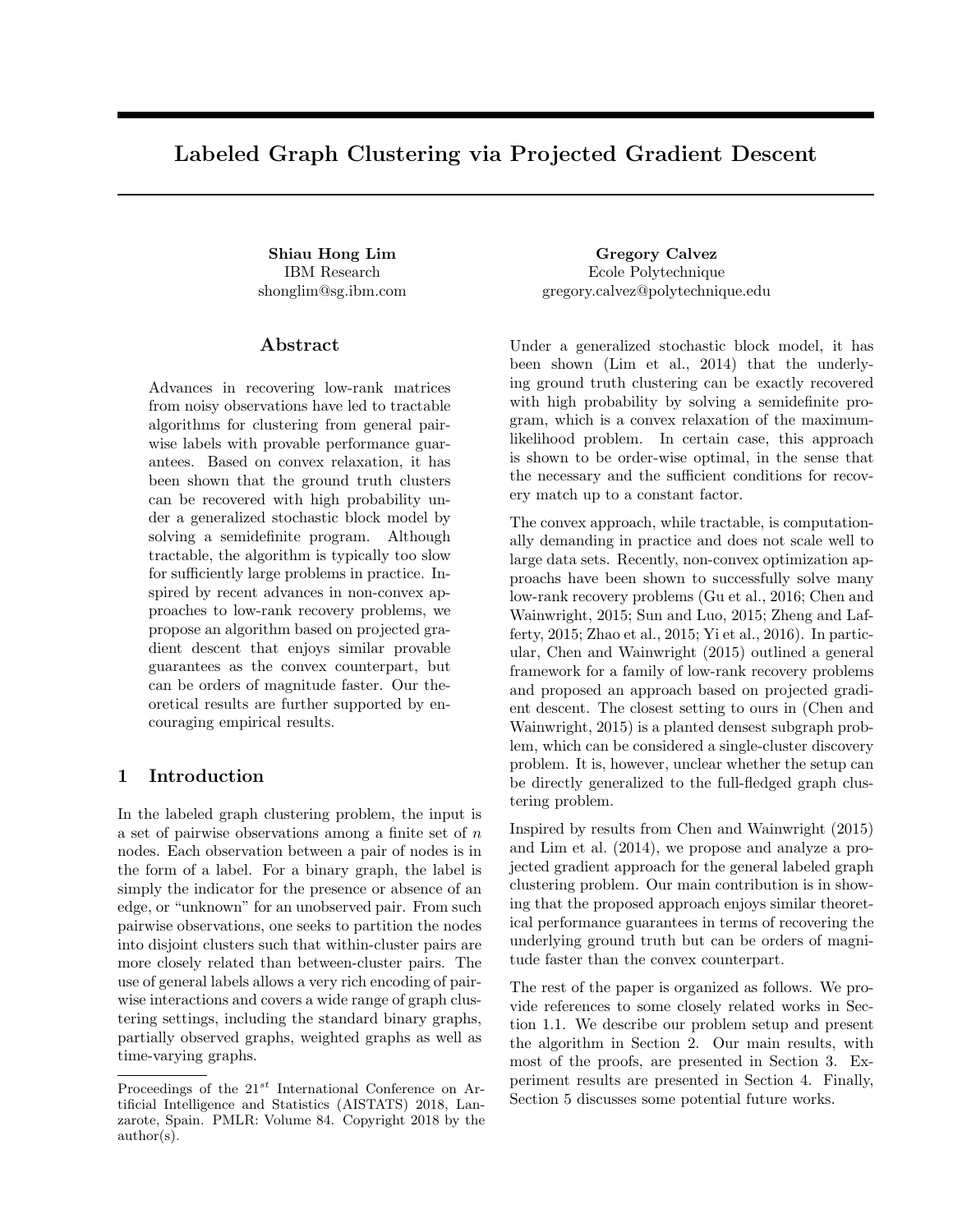# Labeled Graph Clustering via Projected Gradient Descent

**Shiau Hong Lim**
IBM Research
shonglim@sg.ibm.com

**Gregory Calvez**
Ecole Polytechnique
gregory.calvez@polytechnique.edu

## Abstract

Advances in recovering low-rank matrices from noisy observations have led to tractable algorithms for clustering from general pairwise labels with provable performance guarantees. Based on convex relaxation, it has been shown that the ground truth clusters can be recovered with high probability under a generalized stochastic block model by solving a semidefinite program. Although tractable, the algorithm is typically too slow for sufficiently large problems in practice. Inspired by recent advances in non-convex approaches to low-rank recovery problems, we propose an algorithm based on projected gradient descent that enjoys similar provable guarantees as the convex counterpart, but can be orders of magnitude faster. Our theoretical results are further supported by encouraging empirical results.

## 1 Introduction

In the labeled graph clustering problem, the input is a set of pairwise observations among a finite set of $n$ nodes. Each observation between a pair of nodes is in the form of a label. For a binary graph, the label is simply the indicator for the presence or absence of an edge, or "unknown" for an unobserved pair. From such pairwise observations, one seeks to partition the nodes into disjoint clusters such that within-cluster pairs are more closely related than between-cluster pairs. The use of general labels allows a very rich encoding of pairwise interactions and covers a wide range of graph clustering settings, including the standard binary graphs, partially observed graphs, weighted graphs as well as time-varying graphs.

Under a generalized stochastic block model, it has been shown (Lim et al., 2014) that the underlying ground truth clustering can be exactly recovered with high probability by solving a semidefinite program, which is a convex relaxation of the maximum-likelihood problem. In certain case, this approach is shown to be order-wise optimal, in the sense that the necessary and the sufficient conditions for recovery match up to a constant factor.

The convex approach, while tractable, is computationally demanding in practice and does not scale well to large data sets. Recently, non-convex optimization approachs have been shown to successfully solve many low-rank recovery problems (Gu et al., 2016; Chen and Wainwright, 2015; Sun and Luo, 2015; Zheng and Lafferty, 2015; Zhao et al., 2015; Yi et al., 2016). In particular, Chen and Wainwright (2015) outlined a general framework for a family of low-rank recovery problems and proposed an approach based on projected gradient descent. The closest setting to ours in (Chen and Wainwright, 2015) is a planted densest subgraph problem, which can be considered a single-cluster discovery problem. It is, however, unclear whether the setup can be directly generalized to the full-fledged graph clustering problem.

Inspired by results from Chen and Wainwright (2015) and Lim et al. (2014), we propose and analyze a projected gradient approach for the general labeled graph clustering problem. Our main contribution is in showing that the proposed approach enjoys similar theoretical performance guarantees in terms of recovering the underlying ground truth but can be orders of magnitude faster than the convex counterpart.

The rest of the paper is organized as follows. We provide references to some closely related works in Section 1.1. We describe our problem setup and present the algorithm in Section 2. Our main results, with most of the proofs, are presented in Section 3. Experiment results are presented in Section 4. Finally, Section 5 discusses some potential future works.

Proceedings of the $21^{st}$ International Conference on Artificial Intelligence and Statistics (AISTATS) 2018, Lanzarote, Spain. PMLR: Volume 84. Copyright 2018 by the author(s).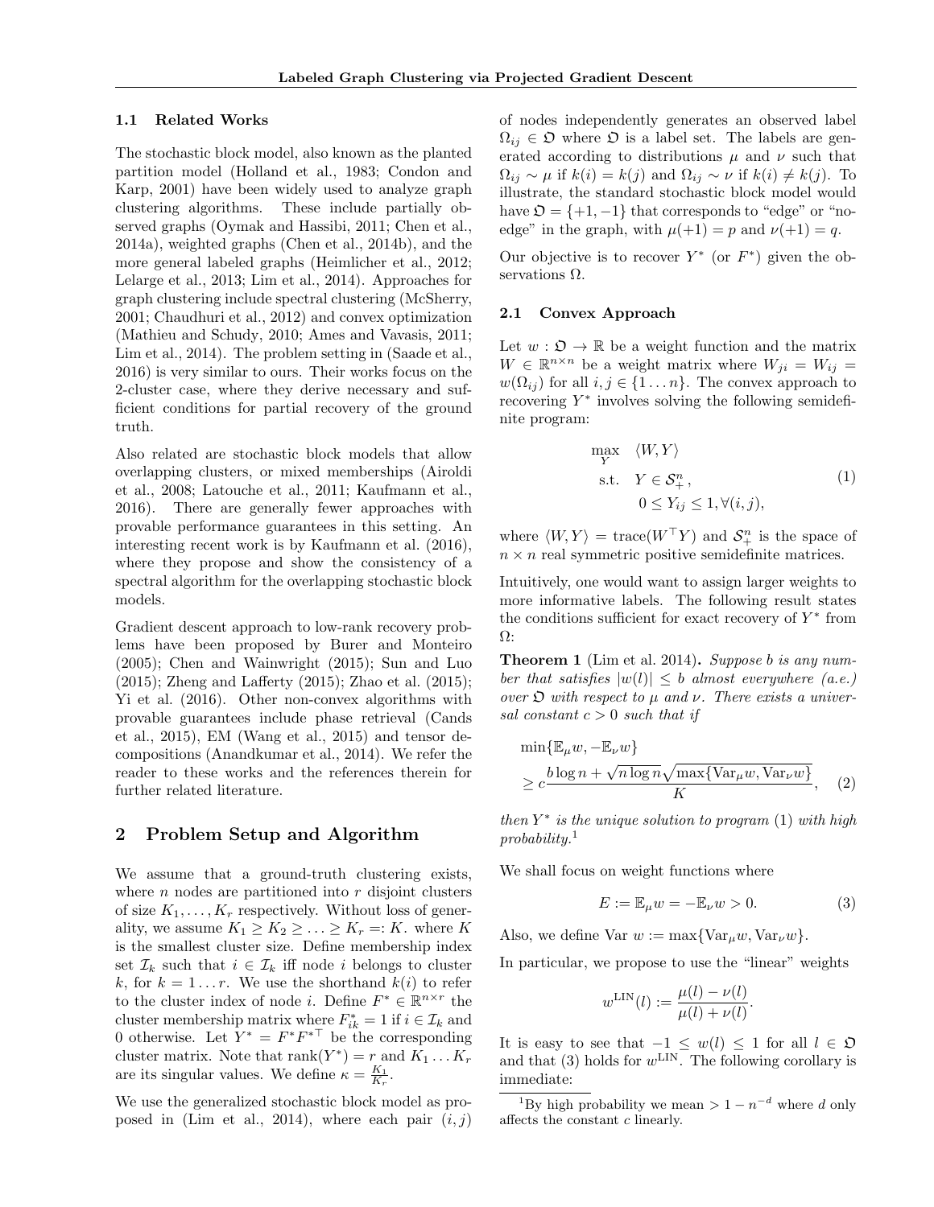### 1.1 Related Works

The stochastic block model, also known as the planted partition model (Holland et al., 1983; Condon and Karp, 2001) have been widely used to analyze graph clustering algorithms. These include partially observed graphs (Oymak and Hassibi, 2011; Chen et al., 2014a), weighted graphs (Chen et al., 2014b), and the more general labeled graphs (Heimlicher et al., 2012; Lelarge et al., 2013; Lim et al., 2014). Approaches for graph clustering include spectral clustering (McSherry, 2001; Chaudhuri et al., 2012) and convex optimization (Mathieu and Schudy, 2010; Ames and Vavasis, 2011; Lim et al., 2014). The problem setting in (Saade et al., 2016) is very similar to ours. Their works focus on the 2-cluster case, where they derive necessary and sufficient conditions for partial recovery of the ground truth.

Also related are stochastic block models that allow overlapping clusters, or mixed memberships (Airoldi et al., 2008; Latouche et al., 2011; Kaufmann et al., 2016). There are generally fewer approaches with provable performance guarantees in this setting. An interesting recent work is by Kaufmann et al. (2016), where they propose and show the consistency of a spectral algorithm for the overlapping stochastic block models.

Gradient descent approach to low-rank recovery problems have been proposed by Burer and Monteiro (2005); Chen and Wainwright (2015); Sun and Luo (2015); Zheng and Lafferty (2015); Zhao et al. (2015); Yi et al. (2016). Other non-convex algorithms with provable guarantees include phase retrieval (Cands et al., 2015), EM (Wang et al., 2015) and tensor decompositions (Anandkumar et al., 2014). We refer the reader to these works and the references therein for further related literature.

## 2 Problem Setup and Algorithm

We assume that a ground-truth clustering exists, where $n$ nodes are partitioned into $r$ disjoint clusters of size $K_1, \dots, K_r$ respectively. Without loss of generality, we assume $K_1 \geq K_2 \geq \dots \geq K_r =: K$. where $K$ is the smallest cluster size. Define membership index set $\mathcal{I}_k$ such that $i \in \mathcal{I}_k$ iff node $i$ belongs to cluster $k$, for $k = 1 \dots r$. We use the shorthand $k(i)$ to refer to the cluster index of node $i$. Define $F^* \in \mathbb{R}^{n \times r}$ the cluster membership matrix where $F^*_{ik} = 1$ if $i \in \mathcal{I}_k$ and 0 otherwise. Let $Y^* = F^* F^{*\top}$ be the corresponding cluster matrix. Note that $\text{rank}(Y^*) = r$ and $K_1 \dots K_r$ are its singular values. We define $\kappa = \frac{K_1}{K_r}$.

We use the generalized stochastic block model as proposed in (Lim et al., 2014), where each pair $(i, j)$ of nodes independently generates an observed label $\Omega_{ij} \in \mathfrak{O}$ where $\mathfrak{O}$ is a label set. The labels are generated according to distributions $\mu$ and $\nu$ such that $\Omega_{ij} \sim \mu$ if $k(i) = k(j)$ and $\Omega_{ij} \sim \nu$ if $k(i) \neq k(j)$. To illustrate, the standard stochastic block model would have $\mathfrak{O} = \{+1, -1\}$ that corresponds to "edge" or "no-edge" in the graph, with $\mu(+1) = p$ and $\nu(+1) = q$.

Our objective is to recover $Y^*$ (or $F^*$) given the observations $\Omega$.

### 2.1 Convex Approach

Let $w : \mathfrak{O} \to \mathbb{R}$ be a weight function and the matrix $W \in \mathbb{R}^{n \times n}$ be a weight matrix where $W_{ji} = W_{ij} = w(\Omega_{ij})$ for all $i, j \in \{1 \dots n\}$. The convex approach to recovering $Y^*$ involves solving the following semidefinite program:

$$
\begin{aligned}
\max_{Y} \quad & \langle W, Y \rangle \\
\text{s.t.} \quad & Y \in \mathcal{S}^n_+, \\
& 0 \leq Y_{ij} \leq 1, \forall (i, j),
\end{aligned}
\tag{1}
$$

where $\langle W, Y \rangle = \text{trace}(W^\top Y)$ and $\mathcal{S}^n_+$ is the space of $n \times n$ real symmetric positive semidefinite matrices.

Intuitively, one would want to assign larger weights to more informative labels. The following result states the conditions sufficient for exact recovery of $Y^*$ from $\Omega$:

**Theorem 1** (Lim et al. 2014)**.** *Suppose $b$ is any number that satisfies $|w(l)| \leq b$ almost everywhere (a.e.) over $\mathfrak{O}$ with respect to $\mu$ and $\nu$. There exists a universal constant $c > 0$ such that if*

$$
\min\{\mathbb{E}_\mu w, -\mathbb{E}_\nu w\} \geq c \frac{b \log n + \sqrt{n \log n} \sqrt{\max\{\text{Var}_\mu w, \text{Var}_\nu w\}}}{K}, \tag{2}
$$

*then $Y^*$ is the unique solution to program (1) with high probability.*[1]

We shall focus on weight functions where

$$
E := \mathbb{E}_\mu w = -\mathbb{E}_\nu w > 0. \tag{3}
$$

Also, we define $\text{Var}\; w := \max\{\text{Var}_\mu w, \text{Var}_\nu w\}$.

In particular, we propose to use the "linear" weights

$$
w^{\text{LIN}}(l) := \frac{\mu(l) - \nu(l)}{\mu(l) + \nu(l)}.
$$

It is easy to see that $-1 \leq w(l) \leq 1$ for all $l \in \mathfrak{O}$ and that (3) holds for $w^{\text{LIN}}$. The following corollary is immediate:

[1] By high probability we mean $> 1 - n^{-d}$ where $d$ only affects the constant $c$ linearly.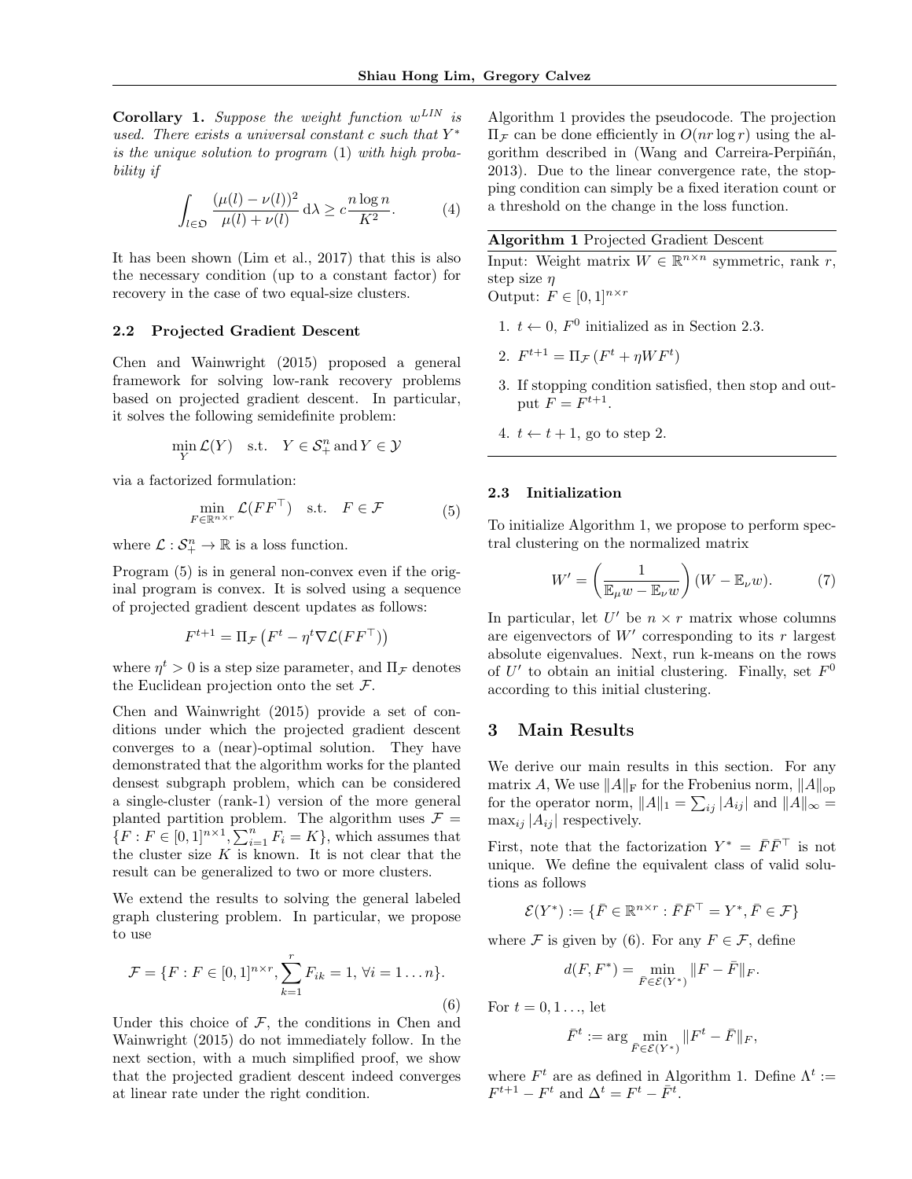**Corollary 1.** *Suppose the weight function $w^{LIN}$ is used. There exists a universal constant $c$ such that $Y^*$ is the unique solution to program (1) with high probability if*

$$\int_{l\in\mathfrak{D}} \frac{(\mu(l)-\nu(l))^2}{\mu(l)+\nu(l)}\,\mathrm{d}\lambda \geq c\frac{n\log n}{K^2}. \tag{4}$$

It has been shown (Lim et al., 2017) that this is also the necessary condition (up to a constant factor) for recovery in the case of two equal-size clusters.

### 2.2 Projected Gradient Descent

Chen and Wainwright (2015) proposed a general framework for solving low-rank recovery problems based on projected gradient descent. In particular, it solves the following semidefinite problem:

$$\min_{Y} \mathcal{L}(Y) \quad \text{s.t.} \quad Y \in \mathcal{S}^n_+ \,\text{and}\, Y \in \mathcal{Y}$$

via a factorized formulation:

$$\min_{F\in\mathbb{R}^{n\times r}} \mathcal{L}(FF^\top) \quad \text{s.t.} \quad F \in \mathcal{F} \tag{5}$$

where $\mathcal{L} : \mathcal{S}^n_+ \to \mathbb{R}$ is a loss function.

Program (5) is in general non-convex even if the original program is convex. It is solved using a sequence of projected gradient descent updates as follows:

$$F^{t+1} = \Pi_{\mathcal{F}}\left(F^t - \eta^t \nabla\mathcal{L}(FF^\top)\right)$$

where $\eta^t > 0$ is a step size parameter, and $\Pi_{\mathcal{F}}$ denotes the Euclidean projection onto the set $\mathcal{F}$.

Chen and Wainwright (2015) provide a set of conditions under which the projected gradient descent converges to a (near)-optimal solution. They have demonstrated that the algorithm works for the planted densest subgraph problem, which can be considered a single-cluster (rank-1) version of the more general planted partition problem. The algorithm uses $\mathcal{F} = \{F : F \in [0,1]^{n\times 1}, \sum_{i=1}^n F_i = K\}$, which assumes that the cluster size $K$ is known. It is not clear that the result can be generalized to two or more clusters.

We extend the results to solving the general labeled graph clustering problem. In particular, we propose to use

$$\mathcal{F} = \{F : F \in [0,1]^{n\times r}, \sum_{k=1}^r F_{ik} = 1,\, \forall i = 1\ldots n\}. \tag{6}$$

Under this choice of $\mathcal{F}$, the conditions in Chen and Wainwright (2015) do not immediately follow. In the next section, with a much simplified proof, we show that the projected gradient descent indeed converges at linear rate under the right condition.

Algorithm 1 provides the pseudocode. The projection $\Pi_{\mathcal{F}}$ can be done efficiently in $O(nr\log r)$ using the algorithm described in (Wang and Carreira-Perpiñán, 2013). Due to the linear convergence rate, the stopping condition can simply be a fixed iteration count or a threshold on the change in the loss function.

**Algorithm 1** Projected Gradient Descent

Input: Weight matrix $W \in \mathbb{R}^{n\times n}$ symmetric, rank $r$, step size $\eta$
Output: $F \in [0,1]^{n\times r}$

1. $t \leftarrow 0$, $F^0$ initialized as in Section 2.3.
2. $F^{t+1} = \Pi_{\mathcal{F}}\left(F^t + \eta W F^t\right)$
3. If stopping condition satisfied, then stop and output $F = F^{t+1}$.
4. $t \leftarrow t+1$, go to step 2.

### 2.3 Initialization

To initialize Algorithm 1, we propose to perform spectral clustering on the normalized matrix

$$W' = \left(\frac{1}{\mathbb{E}_\mu w - \mathbb{E}_\nu w}\right)(W - \mathbb{E}_\nu w). \tag{7}$$

In particular, let $U'$ be $n\times r$ matrix whose columns are eigenvectors of $W'$ corresponding to its $r$ largest absolute eigenvalues. Next, run k-means on the rows of $U'$ to obtain an initial clustering. Finally, set $F^0$ according to this initial clustering.

## 3 Main Results

We derive our main results in this section. For any matrix $A$, We use $\|A\|_{\mathrm{F}}$ for the Frobenius norm, $\|A\|_{\mathrm{op}}$ for the operator norm, $\|A\|_1 = \sum_{ij}|A_{ij}|$ and $\|A\|_\infty = \max_{ij}|A_{ij}|$ respectively.

First, note that the factorization $Y^* = \bar{F}\bar{F}^\top$ is not unique. We define the equivalent class of valid solutions as follows

$$\mathcal{E}(Y^*) := \{\bar{F} \in \mathbb{R}^{n\times r} : \bar{F}\bar{F}^\top = Y^*, \bar{F} \in \mathcal{F}\}$$

where $\mathcal{F}$ is given by (6). For any $F \in \mathcal{F}$, define

$$d(F, F^*) = \min_{\bar{F}\in\mathcal{E}(Y^*)} \|F - \bar{F}\|_F.$$

For $t = 0, 1\ldots$, let

$$\bar{F}^t := \arg\min_{\bar{F}\in\mathcal{E}(Y^*)} \|F^t - \bar{F}\|_F,$$

where $F^t$ are as defined in Algorithm 1. Define $\Lambda^t := F^{t+1} - F^t$ and $\Delta^t = F^t - \bar{F}^t$.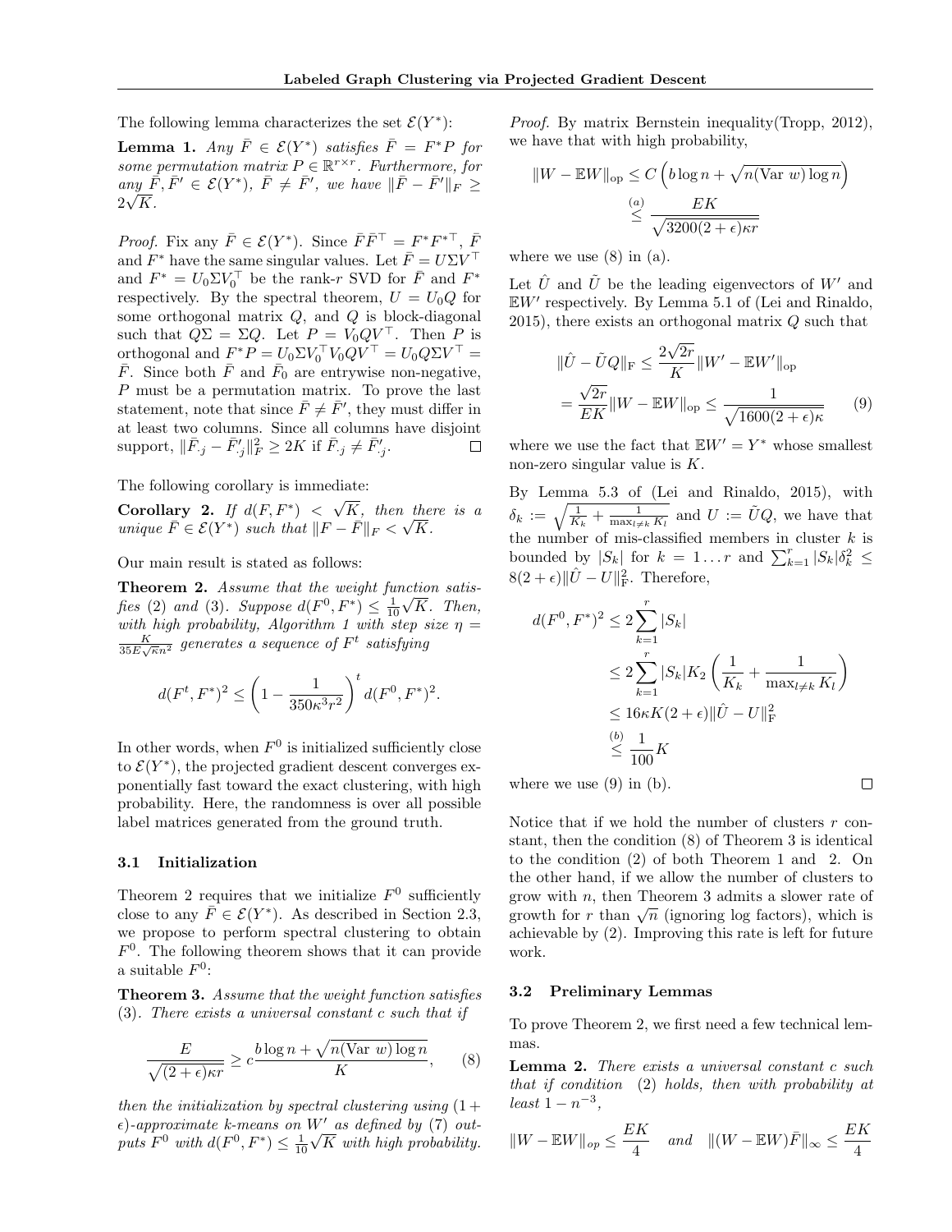The following lemma characterizes the set $\mathcal{E}(Y^*)$:

**Lemma 1.** *Any $\bar{F} \in \mathcal{E}(Y^*)$ satisfies $\bar{F} = F^* P$ for some permutation matrix $P \in \mathbb{R}^{r\times r}$. Furthermore, for any $\bar{F}, \bar{F}' \in \mathcal{E}(Y^*)$, $\bar{F} \neq \bar{F}'$, we have $\|\bar{F} - \bar{F}'\|_F \geq 2\sqrt{K}$.*

*Proof.* Fix any $\bar{F} \in \mathcal{E}(Y^*)$. Since $\bar{F}\bar{F}^\top = F^* F^{*\top}$, $\bar{F}$ and $F^*$ have the same singular values. Let $\bar{F} = U\Sigma V^\top$ and $F^* = U_0 \Sigma V_0^\top$ be the rank-$r$ SVD for $\bar{F}$ and $F^*$ respectively. By the spectral theorem, $U = U_0 Q$ for some orthogonal matrix $Q$, and $Q$ is block-diagonal such that $Q\Sigma = \Sigma Q$. Let $P = V_0 Q V^\top$. Then $P$ is orthogonal and $F^* P = U_0 \Sigma V_0^\top V_0 Q V^\top = U_0 Q \Sigma V^\top = \bar{F}$. Since both $\bar{F}$ and $\bar{F}_0$ are entrywise non-negative, $P$ must be a permutation matrix. To prove the last statement, note that since $\bar{F} \neq \bar{F}'$, they must differ in at least two columns. Since all columns have disjoint support, $\|\bar{F}_{\cdot j} - \bar{F}'_{\cdot j}\|_F^2 \geq 2K$ if $\bar{F}_{\cdot j} \neq \bar{F}'_{\cdot j}$. □

The following corollary is immediate:

**Corollary 2.** *If $d(F, F^*) < \sqrt{K}$, then there is a unique $\bar{F} \in \mathcal{E}(Y^*)$ such that $\|F - \bar{F}\|_F < \sqrt{K}$.*

Our main result is stated as follows:

**Theorem 2.** *Assume that the weight function satisfies (2) and (3). Suppose $d(F^0, F^*) \leq \frac{1}{10}\sqrt{K}$. Then, with high probability, Algorithm 1 with step size $\eta = \frac{K}{35E\sqrt{\kappa}n^2}$ generates a sequence of $F^t$ satisfying*

$$d(F^t, F^*)^2 \leq \left(1 - \frac{1}{350\kappa^3 r^2}\right)^t d(F^0, F^*)^2.$$

In other words, when $F^0$ is initialized sufficiently close to $\mathcal{E}(Y^*)$, the projected gradient descent converges exponentially fast toward the exact clustering, with high probability. Here, the randomness is over all possible label matrices generated from the ground truth.

### 3.1 Initialization

Theorem 2 requires that we initialize $F^0$ sufficiently close to any $\bar{F} \in \mathcal{E}(Y^*)$. As described in Section 2.3, we propose to perform spectral clustering to obtain $F^0$. The following theorem shows that it can provide a suitable $F^0$:

**Theorem 3.** *Assume that the weight function satisfies (3). There exists a universal constant $c$ such that if*

$$\frac{E}{\sqrt{(2+\epsilon)\kappa r}} \geq c\frac{b\log n + \sqrt{n(\text{Var } w)\log n}}{K}, \qquad (8)$$

*then the initialization by spectral clustering using $(1+\epsilon)$-approximate k-means on $W'$ as defined by (7) outputs $F^0$ with $d(F^0, F^*) \leq \frac{1}{10}\sqrt{K}$ with high probability.*

*Proof.* By matrix Bernstein inequality(Tropp, 2012), we have that with high probability,

$$\begin{aligned}
\|W - \mathbb{E}W\|_{\text{op}} &\leq C\left(b\log n + \sqrt{n(\text{Var } w)\log n}\right) \\
&\overset{(a)}{\leq} \frac{EK}{\sqrt{3200(2+\epsilon)\kappa r}}
\end{aligned}$$

where we use (8) in (a).

Let $\hat{U}$ and $\tilde{U}$ be the leading eigenvectors of $W'$ and $\mathbb{E}W'$ respectively. By Lemma 5.1 of (Lei and Rinaldo, 2015), there exists an orthogonal matrix $Q$ such that

$$\begin{aligned}
\|\hat{U} - \tilde{U}Q\|_{\text{F}} &\leq \frac{2\sqrt{2r}}{K}\|W' - \mathbb{E}W'\|_{\text{op}} \\
&= \frac{\sqrt{2r}}{EK}\|W - \mathbb{E}W\|_{\text{op}} \leq \frac{1}{\sqrt{1600(2+\epsilon)\kappa}} \qquad (9)
\end{aligned}$$

where we use the fact that $\mathbb{E}W' = Y^*$ whose smallest non-zero singular value is $K$.

By Lemma 5.3 of (Lei and Rinaldo, 2015), with $\delta_k := \sqrt{\frac{1}{K_k} + \frac{1}{\max_{l\neq k} K_l}}$ and $U := \tilde{U}Q$, we have that the number of mis-classified members in cluster $k$ is bounded by $|S_k|$ for $k = 1 \ldots r$ and $\sum_{k=1}^r |S_k|\delta_k^2 \leq 8(2+\epsilon)\|\hat{U} - U\|_{\text{F}}^2$. Therefore,

$$\begin{aligned}
d(F^0, F^*)^2 &\leq 2\sum_{k=1}^r |S_k| \\
&\leq 2\sum_{k=1}^r |S_k| K_2\left(\frac{1}{K_k} + \frac{1}{\max_{l\neq k} K_l}\right) \\
&\leq 16\kappa K(2+\epsilon)\|\hat{U} - U\|_{\text{F}}^2 \\
&\overset{(b)}{\leq} \frac{1}{100}K
\end{aligned}$$

where we use (9) in (b). □

Notice that if we hold the number of clusters $r$ constant, then the condition (8) of Theorem 3 is identical to the condition (2) of both Theorem 1 and 2. On the other hand, if we allow the number of clusters to grow with $n$, then Theorem 3 admits a slower rate of growth for $r$ than $\sqrt{n}$ (ignoring log factors), which is achievable by (2). Improving this rate is left for future work.

### 3.2 Preliminary Lemmas

To prove Theorem 2, we first need a few technical lemmas.

**Lemma 2.** *There exists a universal constant $c$ such that if condition (2) holds, then with probability at least $1 - n^{-3}$,*

$$\|W - \mathbb{E}W\|_{op} \leq \frac{EK}{4} \quad \text{and} \quad \|(W - \mathbb{E}W)\bar{F}\|_\infty \leq \frac{EK}{4}$$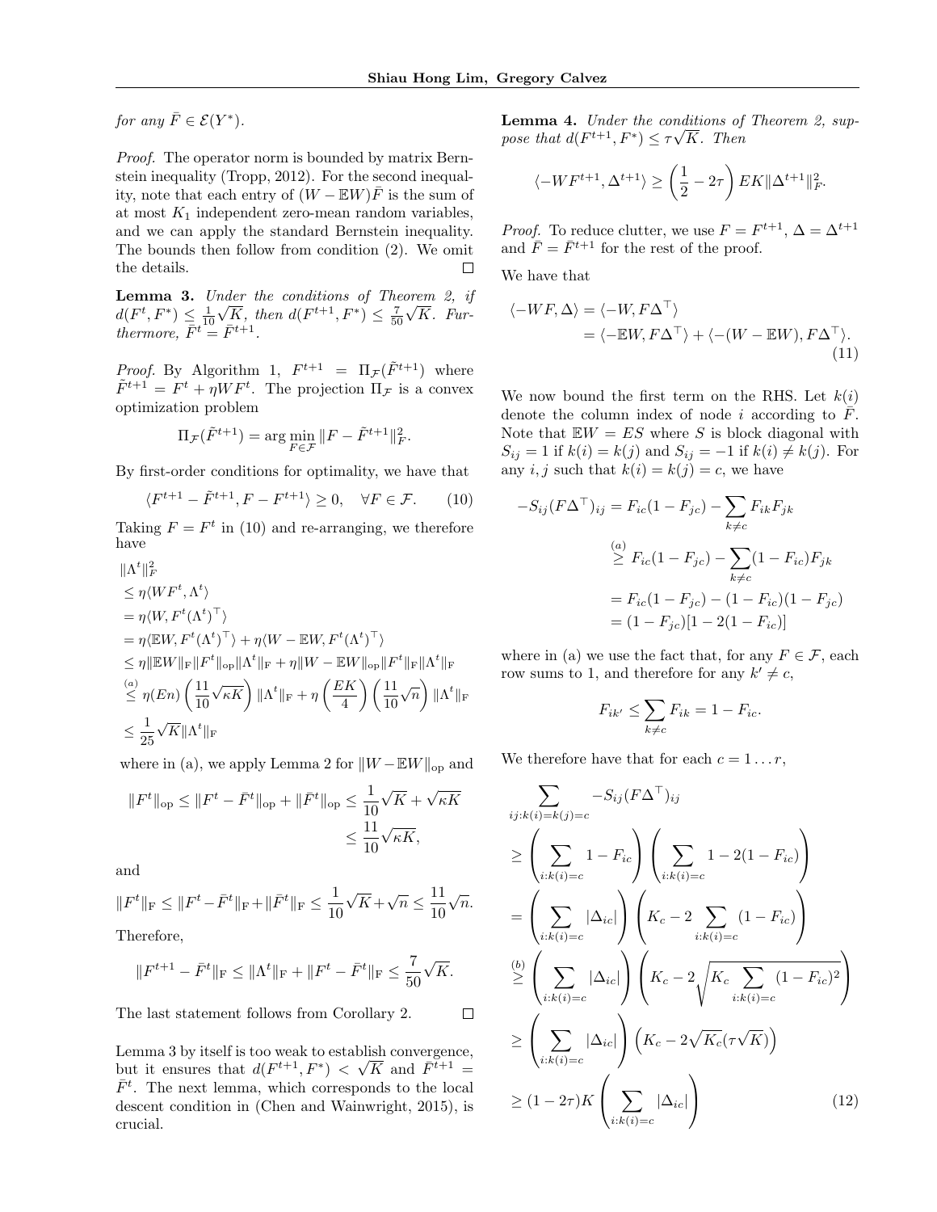for any $\bar{F} \in \mathcal{E}(Y^*)$.

*Proof.* The operator norm is bounded by matrix Bernstein inequality (Tropp, 2012). For the second inequality, note that each entry of $(W - \mathbb{E}W)\bar{F}$ is the sum of at most $K_1$ independent zero-mean random variables, and we can apply the standard Bernstein inequality. The bounds then follow from condition (2). We omit the details. $\square$

**Lemma 3.** *Under the conditions of Theorem 2, if $d(F^t, F^*) \leq \frac{1}{10}\sqrt{K}$, then $d(F^{t+1}, F^*) \leq \frac{7}{50}\sqrt{K}$. Furthermore, $\bar{F}^t = \bar{F}^{t+1}$.*

*Proof.* By Algorithm 1, $F^{t+1} = \Pi_{\mathcal{F}}(\tilde{F}^{t+1})$ where $\tilde{F}^{t+1} = F^t + \eta W F^t$. The projection $\Pi_{\mathcal{F}}$ is a convex optimization problem

$$\Pi_{\mathcal{F}}(\tilde{F}^{t+1}) = \arg\min_{F \in \mathcal{F}} \|F - \tilde{F}^{t+1}\|_F^2.$$

By first-order conditions for optimality, we have that

$$\langle F^{t+1} - \tilde{F}^{t+1}, F - F^{t+1} \rangle \geq 0, \quad \forall F \in \mathcal{F}. \qquad (10)$$

Taking $F = F^t$ in (10) and re-arranging, we therefore have

$$
\begin{aligned}
&\|\Lambda^t\|_F^2 \\
&\leq \eta \langle W F^t, \Lambda^t \rangle \\
&= \eta \langle W, F^t (\Lambda^t)^\top \rangle \\
&= \eta \langle \mathbb{E}W, F^t (\Lambda^t)^\top \rangle + \eta \langle W - \mathbb{E}W, F^t (\Lambda^t)^\top \rangle \\
&\leq \eta \|\mathbb{E}W\|_{\mathrm{F}} \|F^t\|_{\mathrm{op}} \|\Lambda^t\|_{\mathrm{F}} + \eta \|W - \mathbb{E}W\|_{\mathrm{op}} \|F^t\|_{\mathrm{F}} \|\Lambda^t\|_{\mathrm{F}} \\
&\overset{(a)}{\leq} \eta (En) \left(\frac{11}{10}\sqrt{\kappa K}\right) \|\Lambda^t\|_{\mathrm{F}} + \eta \left(\frac{EK}{4}\right) \left(\frac{11}{10}\sqrt{n}\right) \|\Lambda^t\|_{\mathrm{F}} \\
&\leq \frac{1}{25}\sqrt{K} \|\Lambda^t\|_{\mathrm{F}}
\end{aligned}
$$

where in (a), we apply Lemma 2 for $\|W - \mathbb{E}W\|_{\mathrm{op}}$ and

$$\|F^t\|_{\mathrm{op}} \leq \|F^t - \bar{F}^t\|_{\mathrm{op}} + \|\bar{F}^t\|_{\mathrm{op}} \leq \frac{1}{10}\sqrt{K} + \sqrt{\kappa K} \leq \frac{11}{10}\sqrt{\kappa K},$$

and

$$\|F^t\|_{\mathrm{F}} \leq \|F^t - \bar{F}^t\|_{\mathrm{F}} + \|\bar{F}^t\|_{\mathrm{F}} \leq \frac{1}{10}\sqrt{K} + \sqrt{n} \leq \frac{11}{10}\sqrt{n}.$$

Therefore,

$$\|F^{t+1} - \bar{F}^t\|_{\mathrm{F}} \leq \|\Lambda^t\|_{\mathrm{F}} + \|F^t - \bar{F}^t\|_{\mathrm{F}} \leq \frac{7}{50}\sqrt{K}.$$

The last statement follows from Corollary 2. $\square$

Lemma 3 by itself is too weak to establish convergence, but it ensures that $d(F^{t+1}, F^*) < \sqrt{K}$ and $\bar{F}^{t+1} = \bar{F}^t$. The next lemma, which corresponds to the local descent condition in (Chen and Wainwright, 2015), is crucial.

**Lemma 4.** *Under the conditions of Theorem 2, suppose that $d(F^{t+1}, F^*) \leq \tau\sqrt{K}$. Then*

$$\langle -W F^{t+1}, \Delta^{t+1} \rangle \geq \left(\frac{1}{2} - 2\tau\right) EK \|\Delta^{t+1}\|_F^2.$$

*Proof.* To reduce clutter, we use $F = F^{t+1}$, $\Delta = \Delta^{t+1}$ and $\bar{F} = \bar{F}^{t+1}$ for the rest of the proof.

We have that

$$
\begin{aligned}
\langle -WF, \Delta \rangle &= \langle -W, F\Delta^\top \rangle \\
&= \langle -\mathbb{E}W, F\Delta^\top \rangle + \langle -(W - \mathbb{E}W), F\Delta^\top \rangle.
\end{aligned} \qquad (11)
$$

We now bound the first term on the RHS. Let $k(i)$ denote the column index of node $i$ according to $\bar{F}$. Note that $\mathbb{E}W = ES$ where $S$ is block diagonal with $S_{ij} = 1$ if $k(i) = k(j)$ and $S_{ij} = -1$ if $k(i) \neq k(j)$. For any $i, j$ such that $k(i) = k(j) = c$, we have

$$
\begin{aligned}
-S_{ij}(F\Delta^\top)_{ij} &= F_{ic}(1 - F_{jc}) - \sum_{k \neq c} F_{ik} F_{jk} \\
&\overset{(a)}{\geq} F_{ic}(1 - F_{jc}) - \sum_{k \neq c} (1 - F_{ic}) F_{jk} \\
&= F_{ic}(1 - F_{jc}) - (1 - F_{ic})(1 - F_{jc}) \\
&= (1 - F_{jc})[1 - 2(1 - F_{ic})]
\end{aligned}
$$

where in (a) we use the fact that, for any $F \in \mathcal{F}$, each row sums to 1, and therefore for any $k' \neq c$,

$$F_{ik'} \leq \sum_{k \neq c} F_{ik} = 1 - F_{ic}.$$

We therefore have that for each $c = 1 \ldots r$,

$$
\begin{aligned}
&\sum_{ij: k(i) = k(j) = c} -S_{ij}(F\Delta^\top)_{ij} \\
&\geq \left(\sum_{i: k(i) = c} 1 - F_{ic}\right) \left(\sum_{i: k(i) = c} 1 - 2(1 - F_{ic})\right) \\
&= \left(\sum_{i: k(i) = c} |\Delta_{ic}|\right) \left(K_c - 2\sum_{i: k(i) = c} (1 - F_{ic})\right) \\
&\overset{(b)}{\geq} \left(\sum_{i: k(i) = c} |\Delta_{ic}|\right) \left(K_c - 2\sqrt{K_c \sum_{i: k(i) = c} (1 - F_{ic})^2}\right) \\
&\geq \left(\sum_{i: k(i) = c} |\Delta_{ic}|\right) \left(K_c - 2\sqrt{K_c}(\tau\sqrt{K})\right) \\
&\geq (1 - 2\tau) K \left(\sum_{i: k(i) = c} |\Delta_{ic}|\right)
\end{aligned} \qquad (12)
$$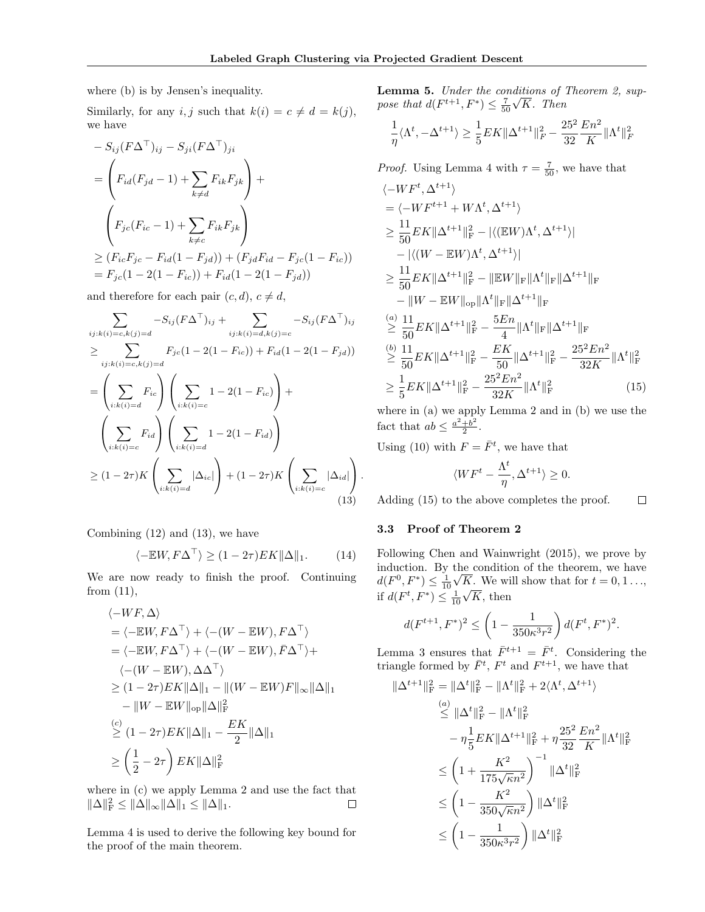where (b) is by Jensen's inequality.

Similarly, for any $i, j$ such that $k(i) = c \neq d = k(j)$, we have

$$
\begin{aligned}
& - S_{ij}(F\Delta^\top)_{ij} - S_{ji}(F\Delta^\top)_{ji} \\
&= \left( F_{id}(F_{jd} - 1) + \sum_{k \neq d} F_{ik}F_{jk} \right) + \\
&\quad \left( F_{jc}(F_{ic} - 1) + \sum_{k \neq c} F_{ik}F_{jk} \right) \\
&\geq (F_{ic}F_{jc} - F_{id}(1 - F_{jd})) + (F_{jd}F_{id} - F_{jc}(1 - F_{ic})) \\
&= F_{jc}(1 - 2(1 - F_{ic})) + F_{id}(1 - 2(1 - F_{jd}))
\end{aligned}
$$

and therefore for each pair $(c, d)$, $c \neq d$,

$$
\begin{aligned}
& \sum_{ij:k(i)=c,k(j)=d} -S_{ij}(F\Delta^\top)_{ij} + \sum_{ij:k(i)=d,k(j)=c} -S_{ij}(F\Delta^\top)_{ij} \\
&\geq \sum_{ij:k(i)=c,k(j)=d} F_{jc}(1 - 2(1 - F_{ic})) + F_{id}(1 - 2(1 - F_{jd})) \\
&= \left( \sum_{i:k(i)=d} F_{ic} \right) \left( \sum_{i:k(i)=c} 1 - 2(1 - F_{ic}) \right) + \\
&\quad \left( \sum_{i:k(i)=c} F_{id} \right) \left( \sum_{i:k(i)=d} 1 - 2(1 - F_{id}) \right) \\
&\geq (1 - 2\tau)K \left( \sum_{i:k(i)=d} |\Delta_{ic}| \right) + (1 - 2\tau)K \left( \sum_{i:k(i)=c} |\Delta_{id}| \right). \qquad (13)
\end{aligned}
$$

Combining (12) and (13), we have

$$
\langle -\mathbb{E}W, F\Delta^\top \rangle \geq (1 - 2\tau)EK\|\Delta\|_1. \qquad (14)
$$

We are now ready to finish the proof. Continuing from (11),

$$
\begin{aligned}
& \langle -WF, \Delta \rangle \\
&= \langle -\mathbb{E}W, F\Delta^\top \rangle + \langle -(W - \mathbb{E}W), F\Delta^\top \rangle \\
&= \langle -\mathbb{E}W, F\Delta^\top \rangle + \langle -(W - \mathbb{E}W), \bar{F}\Delta^\top \rangle + \\
&\quad \langle -(W - \mathbb{E}W), \Delta\Delta^\top \rangle \\
&\geq (1 - 2\tau)EK\|\Delta\|_1 - \|(W - \mathbb{E}W)F\|_\infty \|\Delta\|_1 \\
&\quad - \|W - \mathbb{E}W\|_{\mathrm{op}} \|\Delta\|_\mathrm{F}^2 \\
&\overset{(c)}{\geq} (1 - 2\tau)EK\|\Delta\|_1 - \frac{EK}{2}\|\Delta\|_1 \\
&\geq \left( \frac{1}{2} - 2\tau \right) EK\|\Delta\|_\mathrm{F}^2
\end{aligned}
$$

where in (c) we apply Lemma 2 and use the fact that $\|\Delta\|_\mathrm{F}^2 \leq \|\Delta\|_\infty \|\Delta\|_1 \leq \|\Delta\|_1$. □

Lemma 4 is used to derive the following key bound for the proof of the main theorem.

**Lemma 5.** *Under the conditions of Theorem 2, suppose that $d(F^{t+1}, F^*) \leq \frac{7}{50}\sqrt{K}$. Then*

$$
\frac{1}{\eta}\langle \Lambda^t, -\Delta^{t+1} \rangle \geq \frac{1}{5}EK\|\Delta^{t+1}\|_F^2 - \frac{25^2}{32}\frac{En^2}{K}\|\Lambda^t\|_F^2
$$

*Proof.* Using Lemma 4 with $\tau = \frac{7}{50}$, we have that

$$
\begin{aligned}
& \langle -WF^t, \Delta^{t+1} \rangle \\
&= \langle -WF^{t+1} + W\Lambda^t, \Delta^{t+1} \rangle \\
&\geq \frac{11}{50}EK\|\Delta^{t+1}\|_\mathrm{F}^2 - |\langle (\mathbb{E}W)\Lambda^t, \Delta^{t+1} \rangle| \\
&\quad - |\langle (W - \mathbb{E}W)\Lambda^t, \Delta^{t+1} \rangle| \\
&\geq \frac{11}{50}EK\|\Delta^{t+1}\|_\mathrm{F}^2 - \|\mathbb{E}W\|_\mathrm{F}\|\Lambda^t\|_\mathrm{F}\|\Delta^{t+1}\|_\mathrm{F} \\
&\quad - \|W - \mathbb{E}W\|_{\mathrm{op}}\|\Lambda^t\|_\mathrm{F}\|\Delta^{t+1}\|_\mathrm{F} \\
&\overset{(a)}{\geq} \frac{11}{50}EK\|\Delta^{t+1}\|_\mathrm{F}^2 - \frac{5En}{4}\|\Lambda^t\|_\mathrm{F}\|\Delta^{t+1}\|_\mathrm{F} \\
&\overset{(b)}{\geq} \frac{11}{50}EK\|\Delta^{t+1}\|_\mathrm{F}^2 - \frac{EK}{50}\|\Delta^{t+1}\|_\mathrm{F}^2 - \frac{25^2En^2}{32K}\|\Lambda^t\|_\mathrm{F}^2 \\
&\geq \frac{1}{5}EK\|\Delta^{t+1}\|_\mathrm{F}^2 - \frac{25^2En^2}{32K}\|\Lambda^t\|_\mathrm{F}^2 \qquad (15)
\end{aligned}
$$

where in (a) we apply Lemma 2 and in (b) we use the fact that $ab \leq \frac{a^2+b^2}{2}$.

Using (10) with $F = \bar{F}^t$, we have that

$$
\langle WF^t - \frac{\Lambda^t}{\eta}, \Delta^{t+1} \rangle \geq 0.
$$

Adding (15) to the above completes the proof. □

### 3.3 Proof of Theorem 2

Following Chen and Wainwright (2015), we prove by induction. By the condition of the theorem, we have $d(F^0, F^*) \leq \frac{1}{10}\sqrt{K}$. We will show that for $t = 0, 1 \ldots$, if $d(F^t, F^*) \leq \frac{1}{10}\sqrt{K}$, then

$$
d(F^{t+1}, F^*)^2 \leq \left( 1 - \frac{1}{350\kappa^3 r^2} \right) d(F^t, F^*)^2.
$$

Lemma 3 ensures that $\bar{F}^{t+1} = \bar{F}^t$. Considering the triangle formed by $\bar{F}^t$, $F^t$ and $F^{t+1}$, we have that

$$
\begin{aligned}
\|\Delta^{t+1}\|_\mathrm{F}^2 &= \|\Delta^t\|_\mathrm{F}^2 - \|\Lambda^t\|_\mathrm{F}^2 + 2\langle \Lambda^t, \Delta^{t+1} \rangle \\
&\overset{(a)}{\leq} \|\Delta^t\|_\mathrm{F}^2 - \|\Lambda^t\|_\mathrm{F}^2 \\
&\quad - \eta\frac{1}{5}EK\|\Delta^{t+1}\|_\mathrm{F}^2 + \eta\frac{25^2}{32}\frac{En^2}{K}\|\Lambda^t\|_\mathrm{F}^2 \\
&\leq \left( 1 + \frac{K^2}{175\sqrt{\kappa}n^2} \right)^{-1} \|\Delta^t\|_\mathrm{F}^2 \\
&\leq \left( 1 - \frac{K^2}{350\sqrt{\kappa}n^2} \right) \|\Delta^t\|_\mathrm{F}^2 \\
&\leq \left( 1 - \frac{1}{350\kappa^3 r^2} \right) \|\Delta^t\|_\mathrm{F}^2
\end{aligned}
$$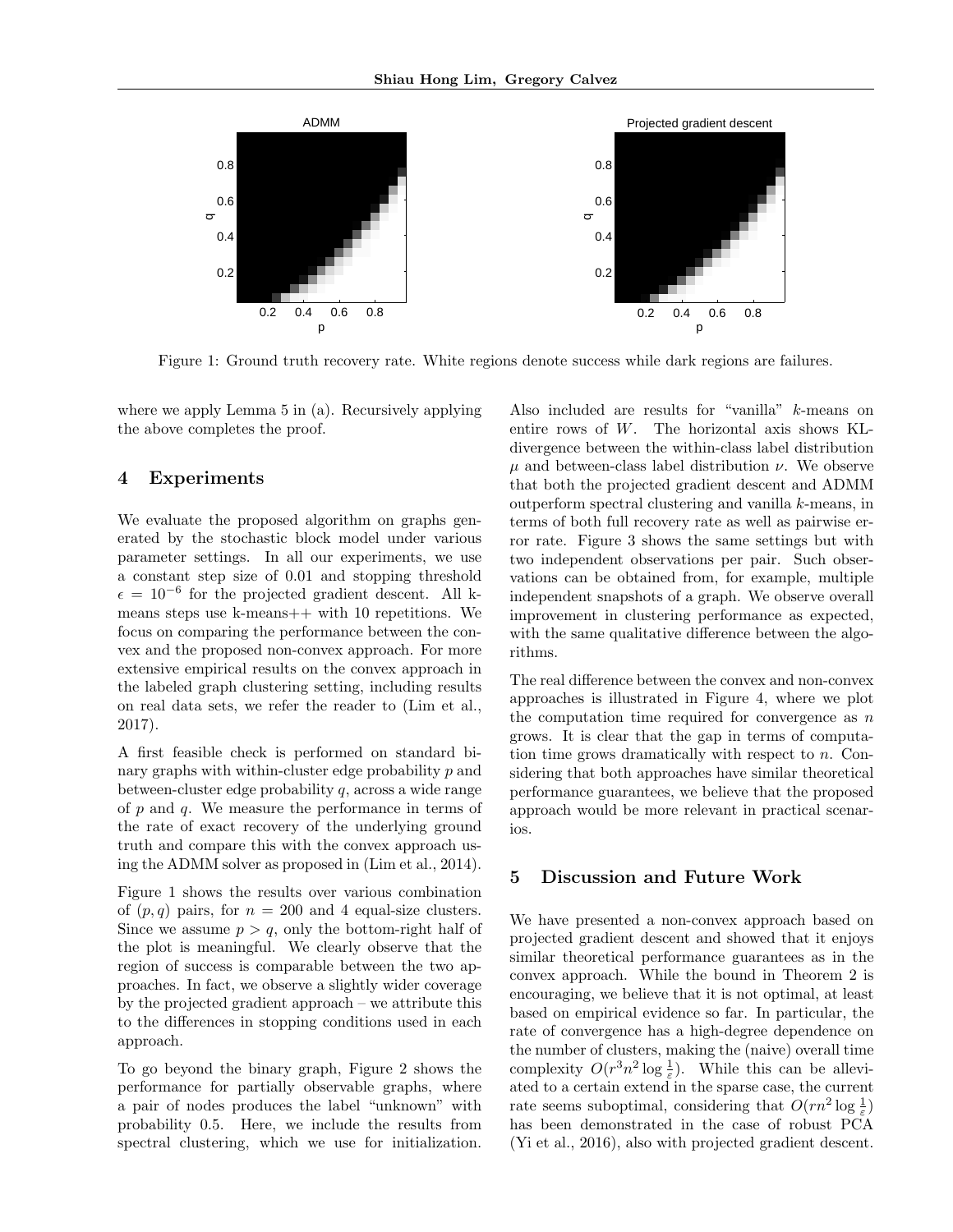Figure 1: Ground truth recovery rate. White regions denote success while dark regions are failures.

where we apply Lemma 5 in (a). Recursively applying the above completes the proof.

## 4 Experiments

We evaluate the proposed algorithm on graphs generated by the stochastic block model under various parameter settings. In all our experiments, we use a constant step size of 0.01 and stopping threshold $\epsilon = 10^{-6}$ for the projected gradient descent. All k-means steps use k-means++ with 10 repetitions. We focus on comparing the performance between the convex and the proposed non-convex approach. For more extensive empirical results on the convex approach in the labeled graph clustering setting, including results on real data sets, we refer the reader to (Lim et al., 2017).

A first feasible check is performed on standard binary graphs with within-cluster edge probability $p$ and between-cluster edge probability $q$, across a wide range of $p$ and $q$. We measure the performance in terms of the rate of exact recovery of the underlying ground truth and compare this with the convex approach using the ADMM solver as proposed in (Lim et al., 2014).

Figure 1 shows the results over various combination of $(p, q)$ pairs, for $n = 200$ and 4 equal-size clusters. Since we assume $p > q$, only the bottom-right half of the plot is meaningful. We clearly observe that the region of success is comparable between the two approaches. In fact, we observe a slightly wider coverage by the projected gradient approach – we attribute this to the differences in stopping conditions used in each approach.

To go beyond the binary graph, Figure 2 shows the performance for partially observable graphs, where a pair of nodes produces the label "unknown" with probability 0.5. Here, we include the results from spectral clustering, which we use for initialization. Also included are results for "vanilla" $k$-means on entire rows of $W$. The horizontal axis shows KL-divergence between the within-class label distribution $\mu$ and between-class label distribution $\nu$. We observe that both the projected gradient descent and ADMM outperform spectral clustering and vanilla $k$-means, in terms of both full recovery rate as well as pairwise error rate. Figure 3 shows the same settings but with two independent observations per pair. Such observations can be obtained from, for example, multiple independent snapshots of a graph. We observe overall improvement in clustering performance as expected, with the same qualitative difference between the algorithms.

The real difference between the convex and non-convex approaches is illustrated in Figure 4, where we plot the computation time required for convergence as $n$ grows. It is clear that the gap in terms of computation time grows dramatically with respect to $n$. Considering that both approaches have similar theoretical performance guarantees, we believe that the proposed approach would be more relevant in practical scenarios.

## 5 Discussion and Future Work

We have presented a non-convex approach based on projected gradient descent and showed that it enjoys similar theoretical performance guarantees as in the convex approach. While the bound in Theorem 2 is encouraging, we believe that it is not optimal, at least based on empirical evidence so far. In particular, the rate of convergence has a high-degree dependence on the number of clusters, making the (naive) overall time complexity $O(r^3 n^2 \log \frac{1}{\varepsilon})$. While this can be alleviated to a certain extend in the sparse case, the current rate seems suboptimal, considering that $O(rn^2 \log \frac{1}{\varepsilon})$ has been demonstrated in the case of robust PCA (Yi et al., 2016), also with projected gradient descent.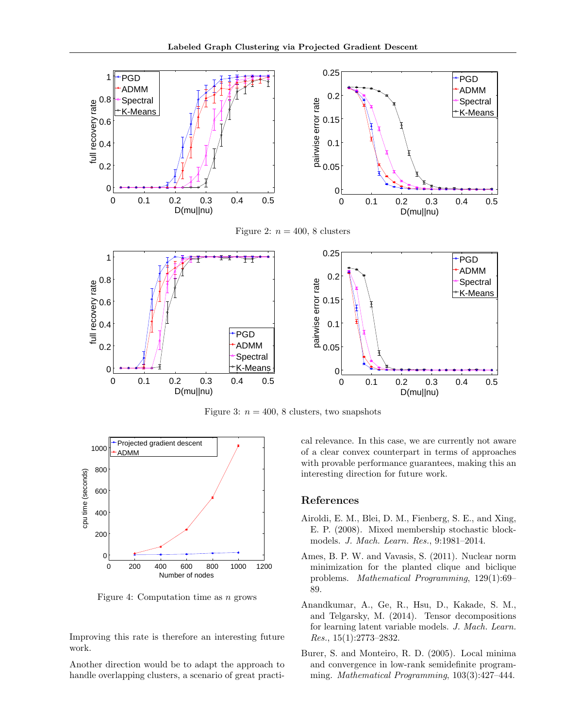Figure 2: $n = 400$, 8 clusters

Figure 3: $n = 400$, 8 clusters, two snapshots

Figure 4: Computation time as $n$ grows

Improving this rate is therefore an interesting future work.

Another direction would be to adapt the approach to handle overlapping clusters, a scenario of great practical relevance. In this case, we are currently not aware of a clear convex counterpart in terms of approaches with provable performance guarantees, making this an interesting direction for future work.

## References

Airoldi, E. M., Blei, D. M., Fienberg, S. E., and Xing, E. P. (2008). Mixed membership stochastic blockmodels. *J. Mach. Learn. Res.*, 9:1981–2014.

Ames, B. P. W. and Vavasis, S. (2011). Nuclear norm minimization for the planted clique and biclique problems. *Mathematical Programming*, 129(1):69–89.

Anandkumar, A., Ge, R., Hsu, D., Kakade, S. M., and Telgarsky, M. (2014). Tensor decompositions for learning latent variable models. *J. Mach. Learn. Res.*, 15(1):2773–2832.

Burer, S. and Monteiro, R. D. (2005). Local minima and convergence in low-rank semidefinite programming. *Mathematical Programming*, 103(3):427–444.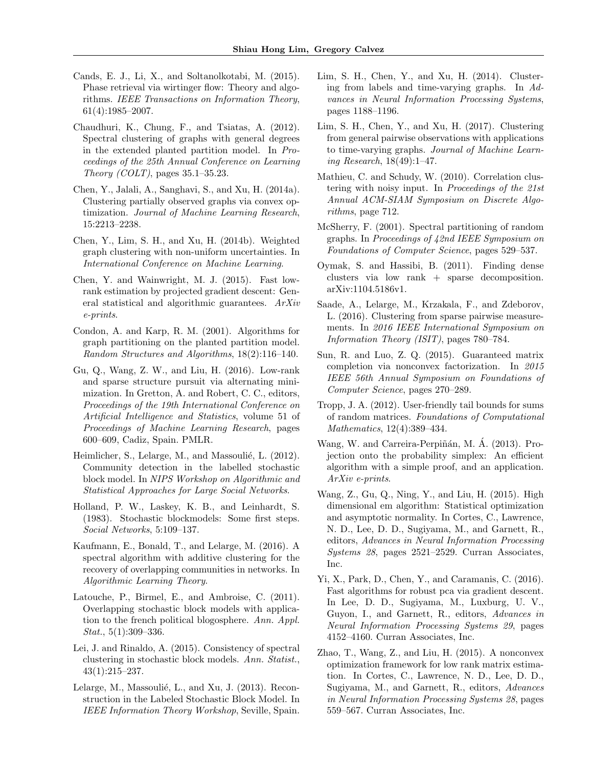Cands, E. J., Li, X., and Soltanolkotabi, M. (2015). Phase retrieval via wirtinger flow: Theory and algorithms. *IEEE Transactions on Information Theory*, 61(4):1985–2007.

Chaudhuri, K., Chung, F., and Tsiatas, A. (2012). Spectral clustering of graphs with general degrees in the extended planted partition model. In *Proceedings of the 25th Annual Conference on Learning Theory (COLT)*, pages 35.1–35.23.

Chen, Y., Jalali, A., Sanghavi, S., and Xu, H. (2014a). Clustering partially observed graphs via convex optimization. *Journal of Machine Learning Research*, 15:2213–2238.

Chen, Y., Lim, S. H., and Xu, H. (2014b). Weighted graph clustering with non-uniform uncertainties. In *International Conference on Machine Learning*.

Chen, Y. and Wainwright, M. J. (2015). Fast low-rank estimation by projected gradient descent: General statistical and algorithmic guarantees. *ArXiv e-prints*.

Condon, A. and Karp, R. M. (2001). Algorithms for graph partitioning on the planted partition model. *Random Structures and Algorithms*, 18(2):116–140.

Gu, Q., Wang, Z. W., and Liu, H. (2016). Low-rank and sparse structure pursuit via alternating minimization. In Gretton, A. and Robert, C. C., editors, *Proceedings of the 19th International Conference on Artificial Intelligence and Statistics*, volume 51 of *Proceedings of Machine Learning Research*, pages 600–609, Cadiz, Spain. PMLR.

Heimlicher, S., Lelarge, M., and Massoulié, L. (2012). Community detection in the labelled stochastic block model. In *NIPS Workshop on Algorithmic and Statistical Approaches for Large Social Networks*.

Holland, P. W., Laskey, K. B., and Leinhardt, S. (1983). Stochastic blockmodels: Some first steps. *Social Networks*, 5:109–137.

Kaufmann, E., Bonald, T., and Lelarge, M. (2016). A spectral algorithm with additive clustering for the recovery of overlapping communities in networks. In *Algorithmic Learning Theory*.

Latouche, P., Birmel, E., and Ambroise, C. (2011). Overlapping stochastic block models with application to the french political blogosphere. *Ann. Appl. Stat.*, 5(1):309–336.

Lei, J. and Rinaldo, A. (2015). Consistency of spectral clustering in stochastic block models. *Ann. Statist.*, 43(1):215–237.

Lelarge, M., Massoulié, L., and Xu, J. (2013). Reconstruction in the Labeled Stochastic Block Model. In *IEEE Information Theory Workshop*, Seville, Spain.

Lim, S. H., Chen, Y., and Xu, H. (2014). Clustering from labels and time-varying graphs. In *Advances in Neural Information Processing Systems*, pages 1188–1196.

Lim, S. H., Chen, Y., and Xu, H. (2017). Clustering from general pairwise observations with applications to time-varying graphs. *Journal of Machine Learning Research*, 18(49):1–47.

Mathieu, C. and Schudy, W. (2010). Correlation clustering with noisy input. In *Proceedings of the 21st Annual ACM-SIAM Symposium on Discrete Algorithms*, page 712.

McSherry, F. (2001). Spectral partitioning of random graphs. In *Proceedings of 42nd IEEE Symposium on Foundations of Computer Science*, pages 529–537.

Oymak, S. and Hassibi, B. (2011). Finding dense clusters via low rank + sparse decomposition. arXiv:1104.5186v1.

Saade, A., Lelarge, M., Krzakala, F., and Zdeborov, L. (2016). Clustering from sparse pairwise measurements. In *2016 IEEE International Symposium on Information Theory (ISIT)*, pages 780–784.

Sun, R. and Luo, Z. Q. (2015). Guaranteed matrix completion via nonconvex factorization. In *2015 IEEE 56th Annual Symposium on Foundations of Computer Science*, pages 270–289.

Tropp, J. A. (2012). User-friendly tail bounds for sums of random matrices. *Foundations of Computational Mathematics*, 12(4):389–434.

Wang, W. and Carreira-Perpiñán, M. Á. (2013). Projection onto the probability simplex: An efficient algorithm with a simple proof, and an application. *ArXiv e-prints*.

Wang, Z., Gu, Q., Ning, Y., and Liu, H. (2015). High dimensional em algorithm: Statistical optimization and asymptotic normality. In Cortes, C., Lawrence, N. D., Lee, D. D., Sugiyama, M., and Garnett, R., editors, *Advances in Neural Information Processing Systems 28*, pages 2521–2529. Curran Associates, Inc.

Yi, X., Park, D., Chen, Y., and Caramanis, C. (2016). Fast algorithms for robust pca via gradient descent. In Lee, D. D., Sugiyama, M., Luxburg, U. V., Guyon, I., and Garnett, R., editors, *Advances in Neural Information Processing Systems 29*, pages 4152–4160. Curran Associates, Inc.

Zhao, T., Wang, Z., and Liu, H. (2015). A nonconvex optimization framework for low rank matrix estimation. In Cortes, C., Lawrence, N. D., Lee, D. D., Sugiyama, M., and Garnett, R., editors, *Advances in Neural Information Processing Systems 28*, pages 559–567. Curran Associates, Inc.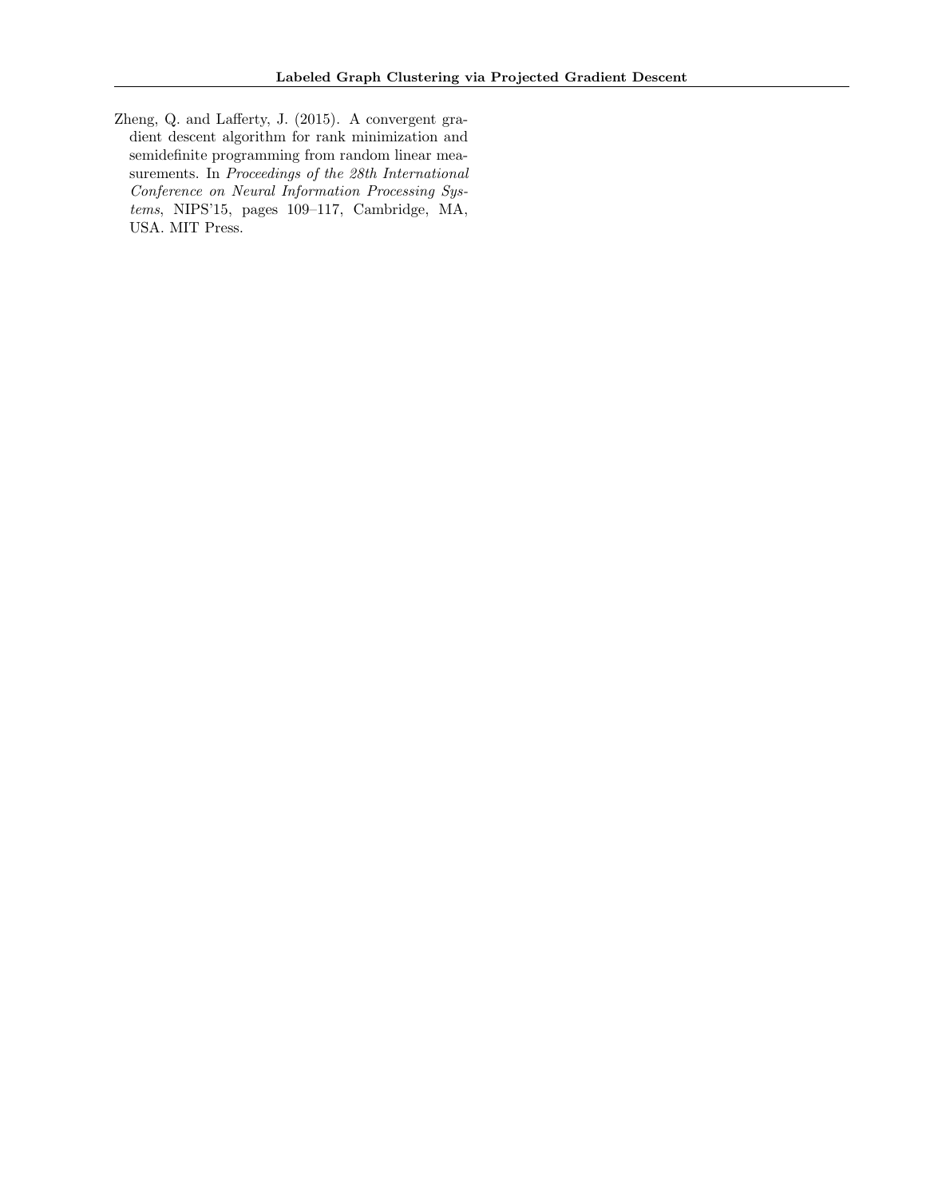Zheng, Q. and Lafferty, J. (2015). A convergent gradient descent algorithm for rank minimization and semidefinite programming from random linear measurements. In *Proceedings of the 28th International Conference on Neural Information Processing Systems*, NIPS'15, pages 109–117, Cambridge, MA, USA. MIT Press.